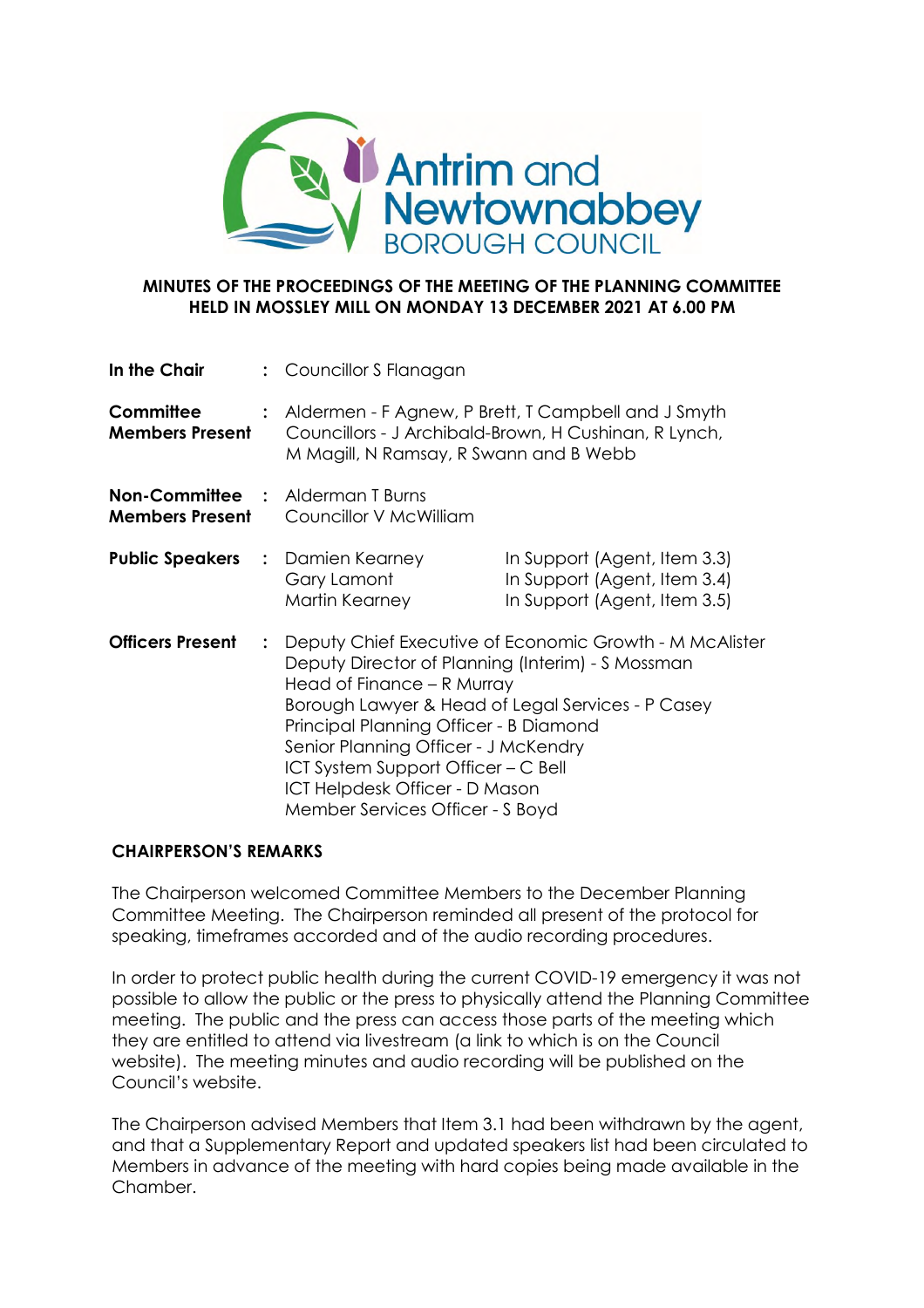**MINUTES OF THE PROCEEDINGS OF THE MEETING OF THE PLANNING COMMITTEE HELD IN MOSSLEY MILL ON MONDAY 13 DECEMBER 2021 AT 6.00 PM**

| | | |
|---|---|---|
| **In the Chair** | : | Councillor S Flanagan |
| **Committee Members Present** | : | Aldermen - F Agnew, P Brett, T Campbell and J Smyth<br>Councillors - J Archibald-Brown, H Cushinan, R Lynch, M Magill, N Ramsay, R Swann and B Webb |
| **Non-Committee Members Present** | : | Alderman T Burns<br>Councillor V McWilliam |
| **Public Speakers** | : | Damien Kearney — In Support (Agent, Item 3.3)<br>Gary Lamont — In Support (Agent, Item 3.4)<br>Martin Kearney — In Support (Agent, Item 3.5) |
| **Officers Present** | : | Deputy Chief Executive of Economic Growth - M McAlister<br>Deputy Director of Planning (Interim) - S Mossman<br>Head of Finance – R Murray<br>Borough Lawyer & Head of Legal Services - P Casey<br>Principal Planning Officer - B Diamond<br>Senior Planning Officer - J McKendry<br>ICT System Support Officer – C Bell<br>ICT Helpdesk Officer - D Mason<br>Member Services Officer - S Boyd |

**CHAIRPERSON'S REMARKS**

The Chairperson welcomed Committee Members to the December Planning Committee Meeting. The Chairperson reminded all present of the protocol for speaking, timeframes accorded and of the audio recording procedures.

In order to protect public health during the current COVID-19 emergency it was not possible to allow the public or the press to physically attend the Planning Committee meeting. The public and the press can access those parts of the meeting which they are entitled to attend via livestream (a link to which is on the Council website). The meeting minutes and audio recording will be published on the Council's website.

The Chairperson advised Members that Item 3.1 had been withdrawn by the agent, and that a Supplementary Report and updated speakers list had been circulated to Members in advance of the meeting with hard copies being made available in the Chamber.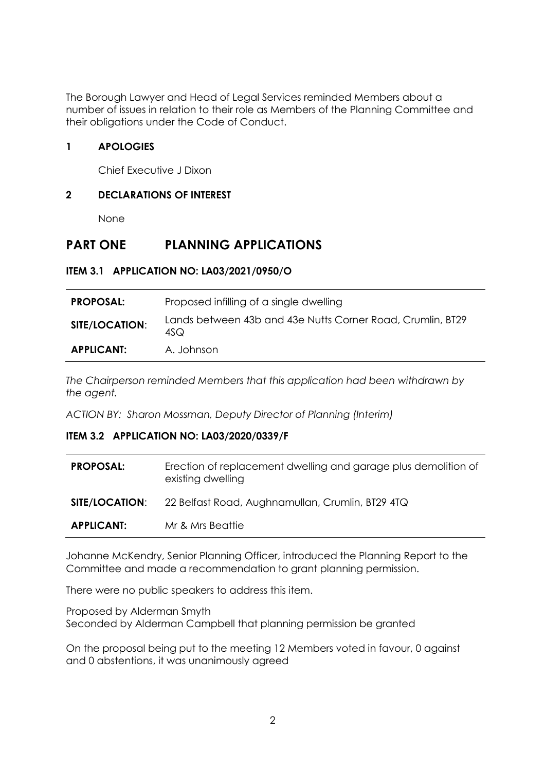The Borough Lawyer and Head of Legal Services reminded Members about a number of issues in relation to their role as Members of the Planning Committee and their obligations under the Code of Conduct.

### 1 APOLOGIES

Chief Executive J Dixon

### 2 DECLARATIONS OF INTEREST

None

## PART ONE PLANNING APPLICATIONS

### ITEM 3.1 APPLICATION NO: LA03/2021/0950/O

| | |
|---|---|
| **PROPOSAL:** | Proposed infilling of a single dwelling |
| **SITE/LOCATION:** | Lands between 43b and 43e Nutts Corner Road, Crumlin, BT29 4SQ |
| **APPLICANT:** | A. Johnson |

*The Chairperson reminded Members that this application had been withdrawn by the agent.*

*ACTION BY: Sharon Mossman, Deputy Director of Planning (Interim)*

### ITEM 3.2 APPLICATION NO: LA03/2020/0339/F

| | |
|---|---|
| **PROPOSAL:** | Erection of replacement dwelling and garage plus demolition of existing dwelling |
| **SITE/LOCATION:** | 22 Belfast Road, Aughnamullan, Crumlin, BT29 4TQ |
| **APPLICANT:** | Mr & Mrs Beattie |

Johanne McKendry, Senior Planning Officer, introduced the Planning Report to the Committee and made a recommendation to grant planning permission.

There were no public speakers to address this item.

Proposed by Alderman Smyth
Seconded by Alderman Campbell that planning permission be granted

On the proposal being put to the meeting 12 Members voted in favour, 0 against and 0 abstentions, it was unanimously agreed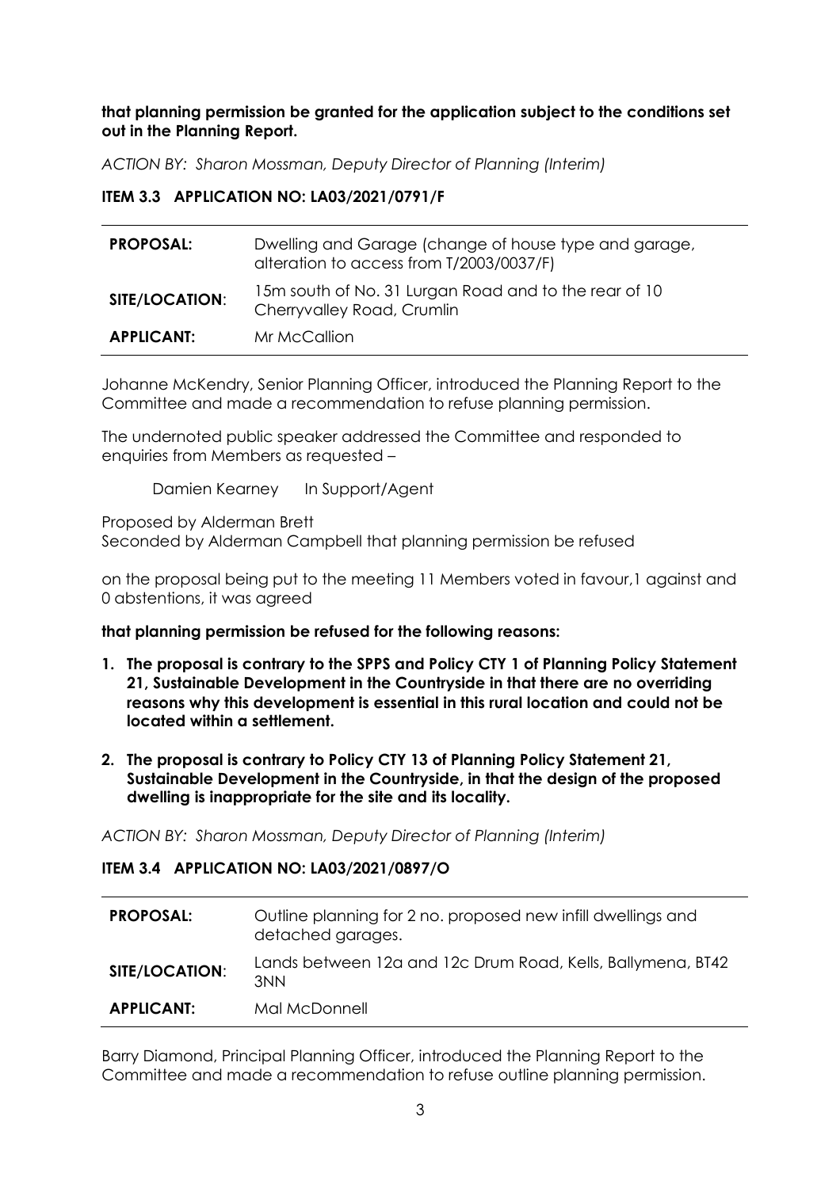**that planning permission be granted for the application subject to the conditions set out in the Planning Report.**

*ACTION BY: Sharon Mossman, Deputy Director of Planning (Interim)*

**ITEM 3.3 APPLICATION NO: LA03/2021/0791/F**

| | |
|---|---|
| **PROPOSAL:** | Dwelling and Garage (change of house type and garage, alteration to access from T/2003/0037/F) |
| **SITE/LOCATION**: | 15m south of No. 31 Lurgan Road and to the rear of 10 Cherryvalley Road, Crumlin |
| **APPLICANT:** | Mr McCallion |

Johanne McKendry, Senior Planning Officer, introduced the Planning Report to the Committee and made a recommendation to refuse planning permission.

The undernoted public speaker addressed the Committee and responded to enquiries from Members as requested –

Damien Kearney In Support/Agent

Proposed by Alderman Brett
Seconded by Alderman Campbell that planning permission be refused

on the proposal being put to the meeting 11 Members voted in favour,1 against and 0 abstentions, it was agreed

**that planning permission be refused for the following reasons:**

1. **The proposal is contrary to the SPPS and Policy CTY 1 of Planning Policy Statement 21, Sustainable Development in the Countryside in that there are no overriding reasons why this development is essential in this rural location and could not be located within a settlement.**
2. **The proposal is contrary to Policy CTY 13 of Planning Policy Statement 21, Sustainable Development in the Countryside, in that the design of the proposed dwelling is inappropriate for the site and its locality.**

*ACTION BY: Sharon Mossman, Deputy Director of Planning (Interim)*

**ITEM 3.4 APPLICATION NO: LA03/2021/0897/O**

| | |
|---|---|
| **PROPOSAL:** | Outline planning for 2 no. proposed new infill dwellings and detached garages. |
| **SITE/LOCATION**: | Lands between 12a and 12c Drum Road, Kells, Ballymena, BT42 3NN |
| **APPLICANT:** | Mal McDonnell |

Barry Diamond, Principal Planning Officer, introduced the Planning Report to the Committee and made a recommendation to refuse outline planning permission.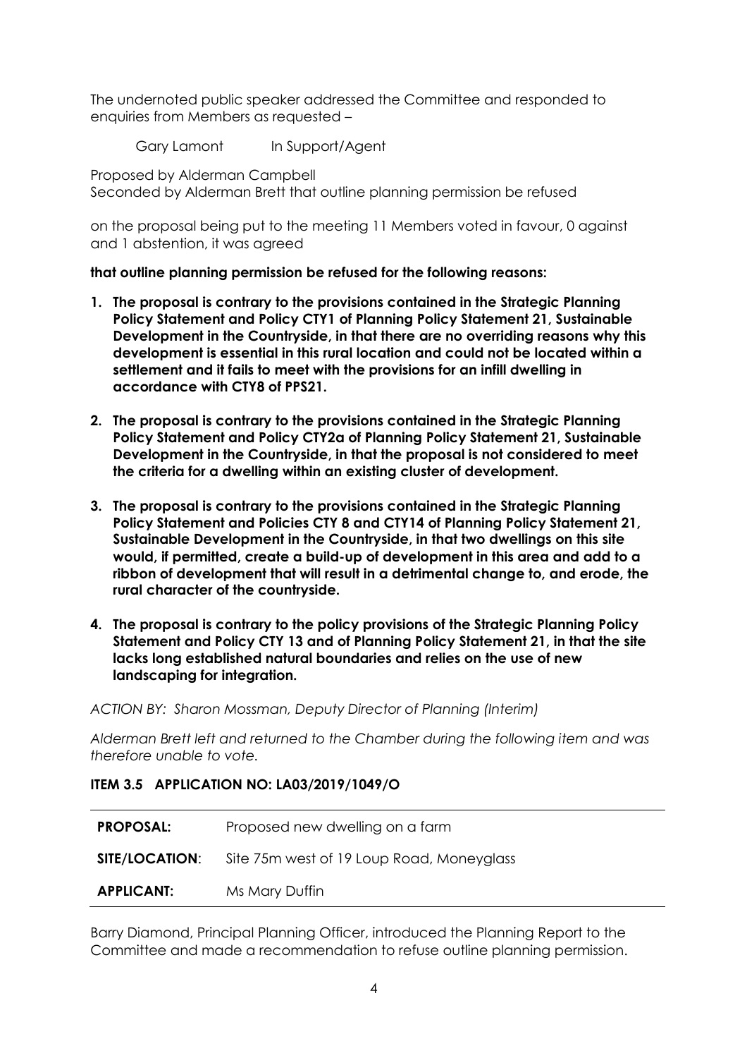The undernoted public speaker addressed the Committee and responded to enquiries from Members as requested –

Gary Lamont In Support/Agent

Proposed by Alderman Campbell
Seconded by Alderman Brett that outline planning permission be refused

on the proposal being put to the meeting 11 Members voted in favour, 0 against and 1 abstention, it was agreed

**that outline planning permission be refused for the following reasons:**

1. **The proposal is contrary to the provisions contained in the Strategic Planning Policy Statement and Policy CTY1 of Planning Policy Statement 21, Sustainable Development in the Countryside, in that there are no overriding reasons why this development is essential in this rural location and could not be located within a settlement and it fails to meet with the provisions for an infill dwelling in accordance with CTY8 of PPS21.**

2. **The proposal is contrary to the provisions contained in the Strategic Planning Policy Statement and Policy CTY2a of Planning Policy Statement 21, Sustainable Development in the Countryside, in that the proposal is not considered to meet the criteria for a dwelling within an existing cluster of development.**

3. **The proposal is contrary to the provisions contained in the Strategic Planning Policy Statement and Policies CTY 8 and CTY14 of Planning Policy Statement 21, Sustainable Development in the Countryside, in that two dwellings on this site would, if permitted, create a build-up of development in this area and add to a ribbon of development that will result in a detrimental change to, and erode, the rural character of the countryside.**

4. **The proposal is contrary to the policy provisions of the Strategic Planning Policy Statement and Policy CTY 13 and of Planning Policy Statement 21, in that the site lacks long established natural boundaries and relies on the use of new landscaping for integration.**

*ACTION BY: Sharon Mossman, Deputy Director of Planning (Interim)*

*Alderman Brett left and returned to the Chamber during the following item and was therefore unable to vote.*

**ITEM 3.5 APPLICATION NO: LA03/2019/1049/O**

| | |
|---|---|
| **PROPOSAL:** | Proposed new dwelling on a farm |
| **SITE/LOCATION**: | Site 75m west of 19 Loup Road, Moneyglass |
| **APPLICANT:** | Ms Mary Duffin |

Barry Diamond, Principal Planning Officer, introduced the Planning Report to the Committee and made a recommendation to refuse outline planning permission.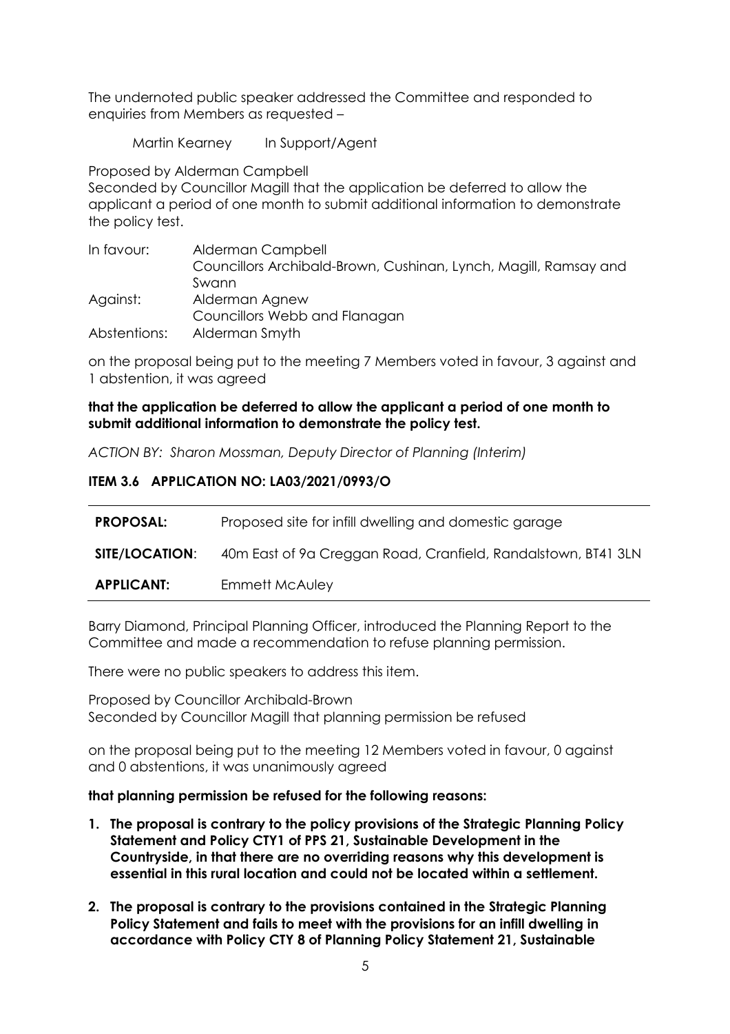The undernoted public speaker addressed the Committee and responded to enquiries from Members as requested –

Martin Kearney    In Support/Agent

Proposed by Alderman Campbell
Seconded by Councillor Magill that the application be deferred to allow the applicant a period of one month to submit additional information to demonstrate the policy test.

| | |
|---|---|
| In favour: | Alderman Campbell<br>Councillors Archibald-Brown, Cushinan, Lynch, Magill, Ramsay and Swann |
| Against: | Alderman Agnew<br>Councillors Webb and Flanagan |
| Abstentions: | Alderman Smyth |

on the proposal being put to the meeting 7 Members voted in favour, 3 against and 1 abstention, it was agreed

**that the application be deferred to allow the applicant a period of one month to submit additional information to demonstrate the policy test.**

*ACTION BY: Sharon Mossman, Deputy Director of Planning (Interim)*

### ITEM 3.6 APPLICATION NO: LA03/2021/0993/O

| | |
|---|---|
| **PROPOSAL:** | Proposed site for infill dwelling and domestic garage |
| **SITE/LOCATION**: | 40m East of 9a Creggan Road, Cranfield, Randalstown, BT41 3LN |
| **APPLICANT:** | Emmett McAuley |

Barry Diamond, Principal Planning Officer, introduced the Planning Report to the Committee and made a recommendation to refuse planning permission.

There were no public speakers to address this item.

Proposed by Councillor Archibald-Brown
Seconded by Councillor Magill that planning permission be refused

on the proposal being put to the meeting 12 Members voted in favour, 0 against and 0 abstentions, it was unanimously agreed

**that planning permission be refused for the following reasons:**

1. **The proposal is contrary to the policy provisions of the Strategic Planning Policy Statement and Policy CTY1 of PPS 21, Sustainable Development in the Countryside, in that there are no overriding reasons why this development is essential in this rural location and could not be located within a settlement.**
2. **The proposal is contrary to the provisions contained in the Strategic Planning Policy Statement and fails to meet with the provisions for an infill dwelling in accordance with Policy CTY 8 of Planning Policy Statement 21, Sustainable**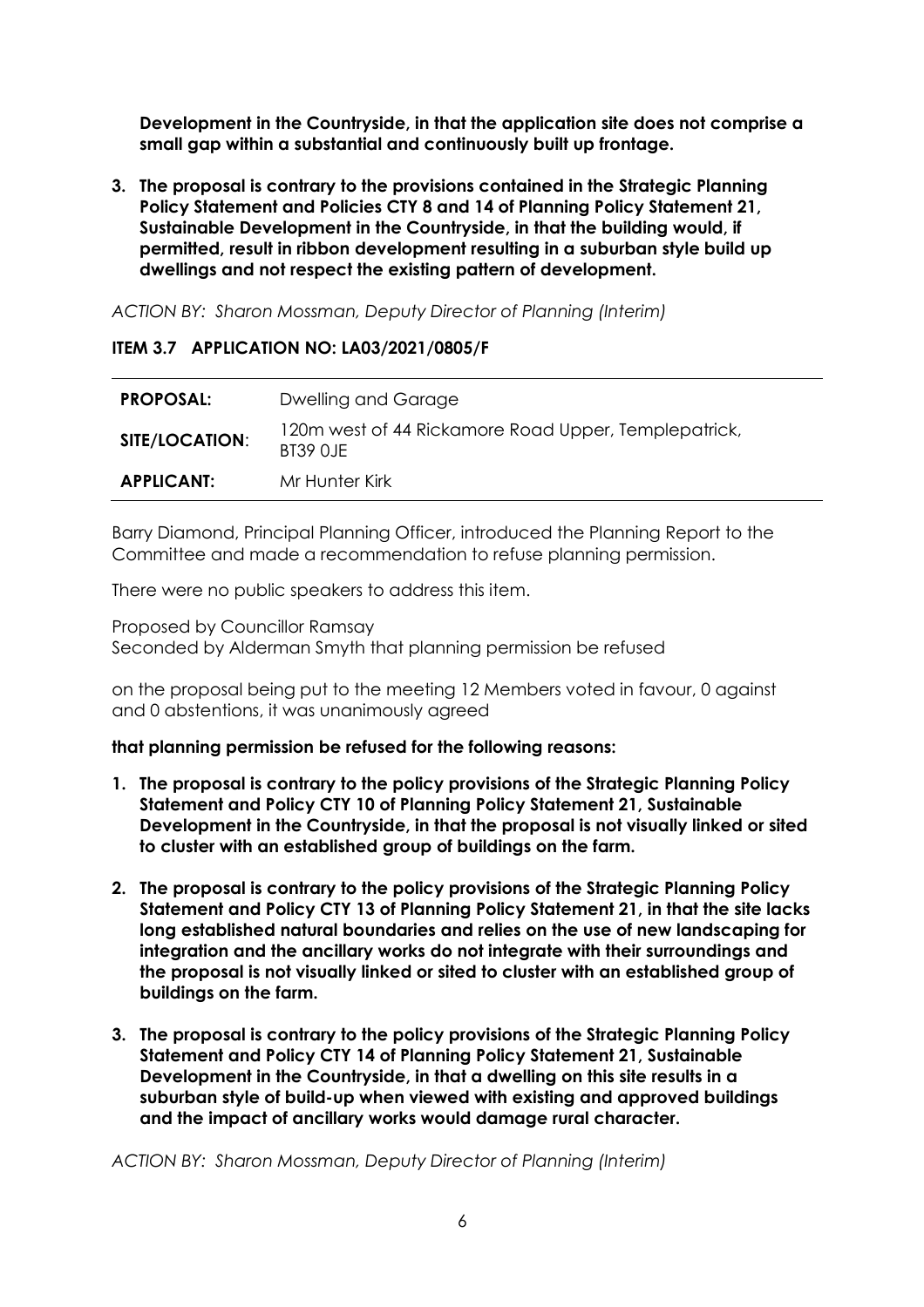**Development in the Countryside, in that the application site does not comprise a small gap within a substantial and continuously built up frontage.**

3. **The proposal is contrary to the provisions contained in the Strategic Planning Policy Statement and Policies CTY 8 and 14 of Planning Policy Statement 21, Sustainable Development in the Countryside, in that the building would, if permitted, result in ribbon development resulting in a suburban style build up dwellings and not respect the existing pattern of development.**

*ACTION BY: Sharon Mossman, Deputy Director of Planning (Interim)*

**ITEM 3.7 APPLICATION NO: LA03/2021/0805/F**

| | |
|---|---|
| **PROPOSAL:** | Dwelling and Garage |
| **SITE/LOCATION**: | 120m west of 44 Rickamore Road Upper, Templepatrick, BT39 0JE |
| **APPLICANT:** | Mr Hunter Kirk |

Barry Diamond, Principal Planning Officer, introduced the Planning Report to the Committee and made a recommendation to refuse planning permission.

There were no public speakers to address this item.

Proposed by Councillor Ramsay
Seconded by Alderman Smyth that planning permission be refused

on the proposal being put to the meeting 12 Members voted in favour, 0 against and 0 abstentions, it was unanimously agreed

**that planning permission be refused for the following reasons:**

1. **The proposal is contrary to the policy provisions of the Strategic Planning Policy Statement and Policy CTY 10 of Planning Policy Statement 21, Sustainable Development in the Countryside, in that the proposal is not visually linked or sited to cluster with an established group of buildings on the farm.**

2. **The proposal is contrary to the policy provisions of the Strategic Planning Policy Statement and Policy CTY 13 of Planning Policy Statement 21, in that the site lacks long established natural boundaries and relies on the use of new landscaping for integration and the ancillary works do not integrate with their surroundings and the proposal is not visually linked or sited to cluster with an established group of buildings on the farm.**

3. **The proposal is contrary to the policy provisions of the Strategic Planning Policy Statement and Policy CTY 14 of Planning Policy Statement 21, Sustainable Development in the Countryside, in that a dwelling on this site results in a suburban style of build-up when viewed with existing and approved buildings and the impact of ancillary works would damage rural character.**

*ACTION BY: Sharon Mossman, Deputy Director of Planning (Interim)*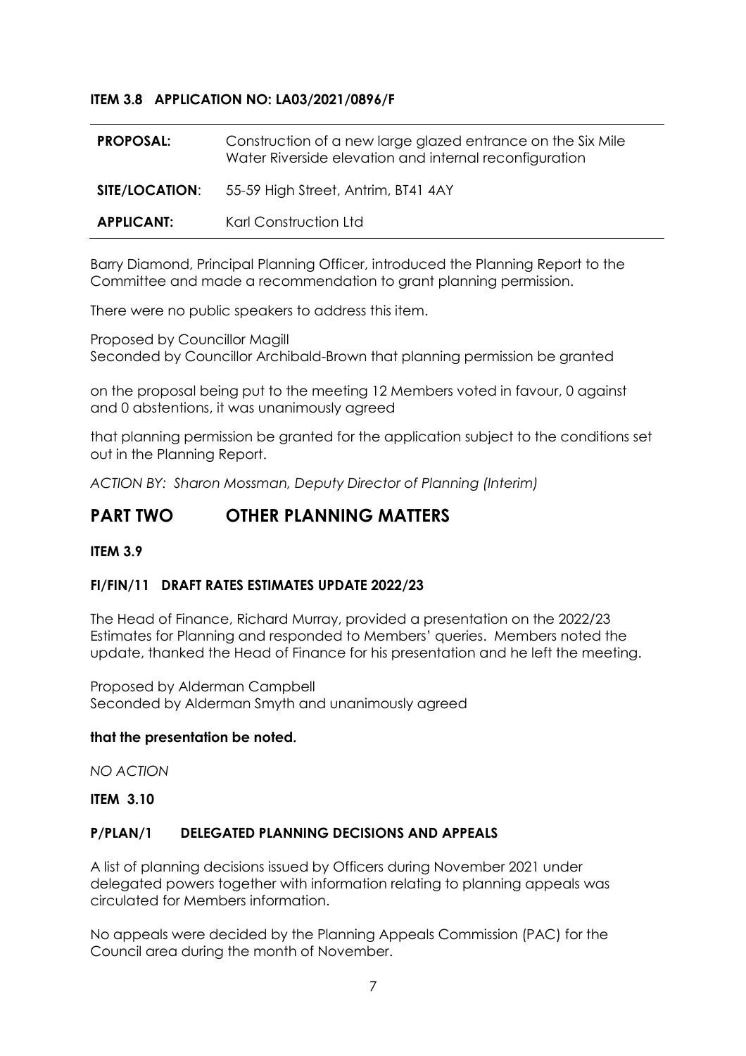**ITEM 3.8 APPLICATION NO: LA03/2021/0896/F**

| | |
|---|---|
| **PROPOSAL:** | Construction of a new large glazed entrance on the Six Mile Water Riverside elevation and internal reconfiguration |
| **SITE/LOCATION**: | 55-59 High Street, Antrim, BT41 4AY |
| **APPLICANT:** | Karl Construction Ltd |

Barry Diamond, Principal Planning Officer, introduced the Planning Report to the Committee and made a recommendation to grant planning permission.

There were no public speakers to address this item.

Proposed by Councillor Magill
Seconded by Councillor Archibald-Brown that planning permission be granted

on the proposal being put to the meeting 12 Members voted in favour, 0 against and 0 abstentions, it was unanimously agreed

that planning permission be granted for the application subject to the conditions set out in the Planning Report.

*ACTION BY: Sharon Mossman, Deputy Director of Planning (Interim)*

# PART TWO OTHER PLANNING MATTERS

**ITEM 3.9**

**FI/FIN/11 DRAFT RATES ESTIMATES UPDATE 2022/23**

The Head of Finance, Richard Murray, provided a presentation on the 2022/23 Estimates for Planning and responded to Members' queries. Members noted the update, thanked the Head of Finance for his presentation and he left the meeting.

Proposed by Alderman Campbell
Seconded by Alderman Smyth and unanimously agreed

**that the presentation be noted.**

*NO ACTION*

**ITEM 3.10**

**P/PLAN/1 DELEGATED PLANNING DECISIONS AND APPEALS**

A list of planning decisions issued by Officers during November 2021 under delegated powers together with information relating to planning appeals was circulated for Members information.

No appeals were decided by the Planning Appeals Commission (PAC) for the Council area during the month of November.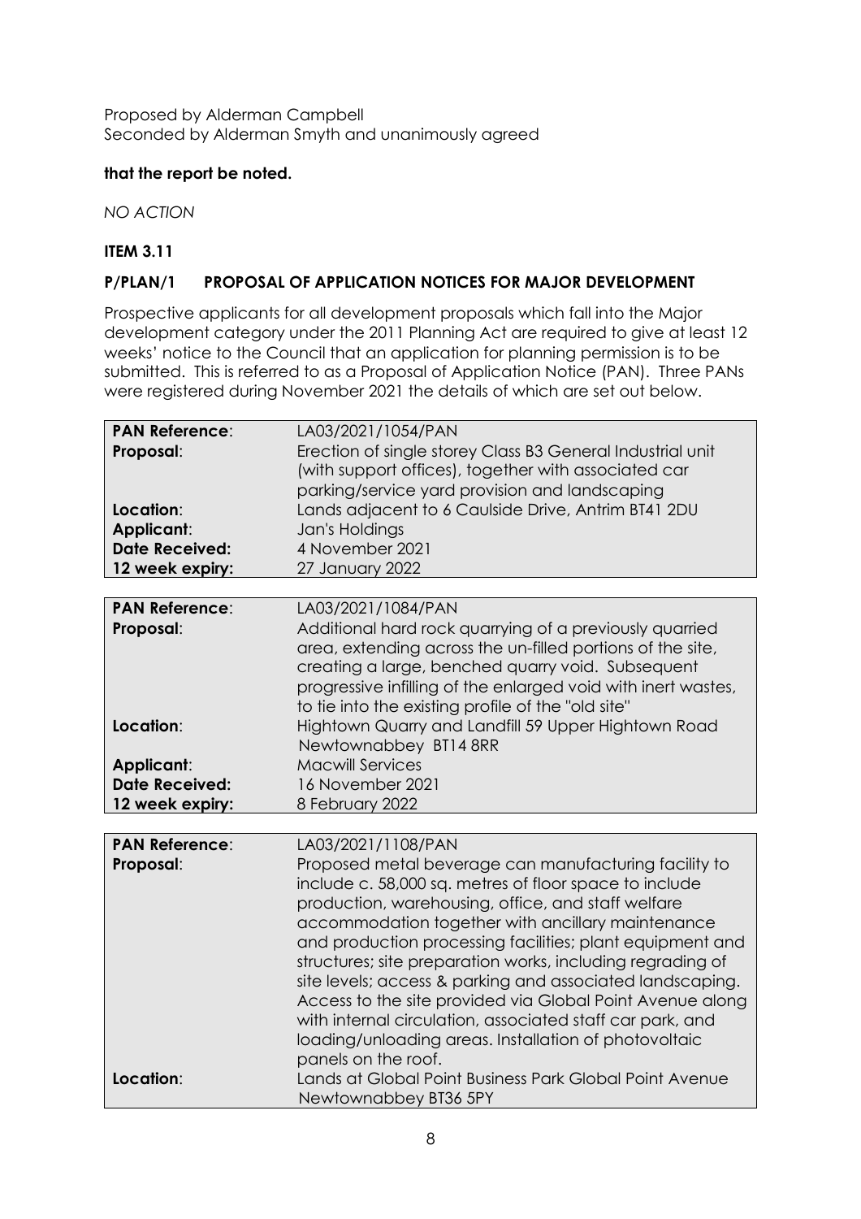Proposed by Alderman Campbell
Seconded by Alderman Smyth and unanimously agreed

**that the report be noted.**

*NO ACTION*

**ITEM 3.11**

**P/PLAN/1 PROPOSAL OF APPLICATION NOTICES FOR MAJOR DEVELOPMENT**

Prospective applicants for all development proposals which fall into the Major development category under the 2011 Planning Act are required to give at least 12 weeks' notice to the Council that an application for planning permission is to be submitted. This is referred to as a Proposal of Application Notice (PAN). Three PANs were registered during November 2021 the details of which are set out below.

| | |
|---|---|
| **PAN Reference**: | LA03/2021/1054/PAN |
| **Proposal**: | Erection of single storey Class B3 General Industrial unit (with support offices), together with associated car parking/service yard provision and landscaping |
| **Location**: | Lands adjacent to 6 Caulside Drive, Antrim BT41 2DU |
| **Applicant**: | Jan's Holdings |
| **Date Received:** | 4 November 2021 |
| **12 week expiry:** | 27 January 2022 |

| | |
|---|---|
| **PAN Reference**: | LA03/2021/1084/PAN |
| **Proposal**: | Additional hard rock quarrying of a previously quarried area, extending across the un-filled portions of the site, creating a large, benched quarry void. Subsequent progressive infilling of the enlarged void with inert wastes, to tie into the existing profile of the "old site" |
| **Location**: | Hightown Quarry and Landfill 59 Upper Hightown Road Newtownabbey BT14 8RR |
| **Applicant**: | Macwill Services |
| **Date Received:** | 16 November 2021 |
| **12 week expiry:** | 8 February 2022 |

| | |
|---|---|
| **PAN Reference**: | LA03/2021/1108/PAN |
| **Proposal**: | Proposed metal beverage can manufacturing facility to include c. 58,000 sq. metres of floor space to include production, warehousing, office, and staff welfare accommodation together with ancillary maintenance and production processing facilities; plant equipment and structures; site preparation works, including regrading of site levels; access & parking and associated landscaping. Access to the site provided via Global Point Avenue along with internal circulation, associated staff car park, and loading/unloading areas. Installation of photovoltaic panels on the roof. |
| **Location**: | Lands at Global Point Business Park Global Point Avenue Newtownabbey BT36 5PY |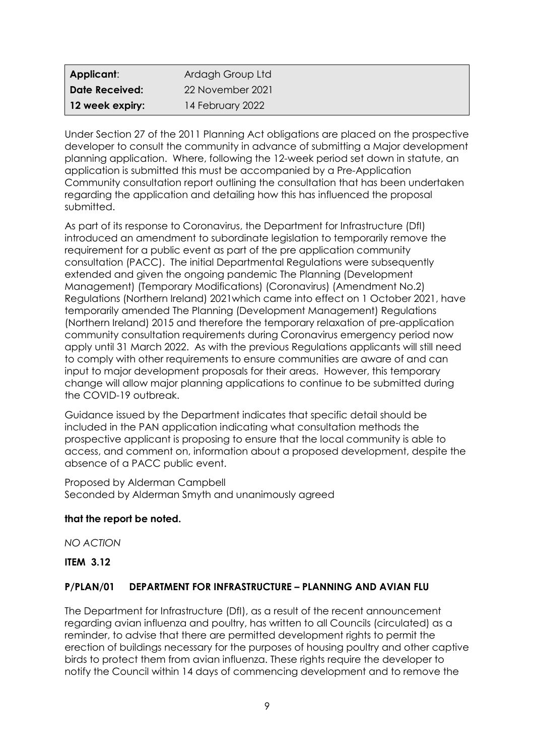| **Applicant**: | Ardagh Group Ltd |
|---|---|
| **Date Received:** | 22 November 2021 |
| **12 week expiry:** | 14 February 2022 |

Under Section 27 of the 2011 Planning Act obligations are placed on the prospective developer to consult the community in advance of submitting a Major development planning application. Where, following the 12-week period set down in statute, an application is submitted this must be accompanied by a Pre-Application Community consultation report outlining the consultation that has been undertaken regarding the application and detailing how this has influenced the proposal submitted.

As part of its response to Coronavirus, the Department for Infrastructure (DfI) introduced an amendment to subordinate legislation to temporarily remove the requirement for a public event as part of the pre application community consultation (PACC). The initial Departmental Regulations were subsequently extended and given the ongoing pandemic The Planning (Development Management) (Temporary Modifications) (Coronavirus) (Amendment No.2) Regulations (Northern Ireland) 2021which came into effect on 1 October 2021, have temporarily amended The Planning (Development Management) Regulations (Northern Ireland) 2015 and therefore the temporary relaxation of pre-application community consultation requirements during Coronavirus emergency period now apply until 31 March 2022. As with the previous Regulations applicants will still need to comply with other requirements to ensure communities are aware of and can input to major development proposals for their areas. However, this temporary change will allow major planning applications to continue to be submitted during the COVID-19 outbreak.

Guidance issued by the Department indicates that specific detail should be included in the PAN application indicating what consultation methods the prospective applicant is proposing to ensure that the local community is able to access, and comment on, information about a proposed development, despite the absence of a PACC public event.

Proposed by Alderman Campbell
Seconded by Alderman Smyth and unanimously agreed

**that the report be noted.**

*NO ACTION*

**ITEM 3.12**

**P/PLAN/01 DEPARTMENT FOR INFRASTRUCTURE – PLANNING AND AVIAN FLU**

The Department for Infrastructure (DfI), as a result of the recent announcement regarding avian influenza and poultry, has written to all Councils (circulated) as a reminder, to advise that there are permitted development rights to permit the erection of buildings necessary for the purposes of housing poultry and other captive birds to protect them from avian influenza. These rights require the developer to notify the Council within 14 days of commencing development and to remove the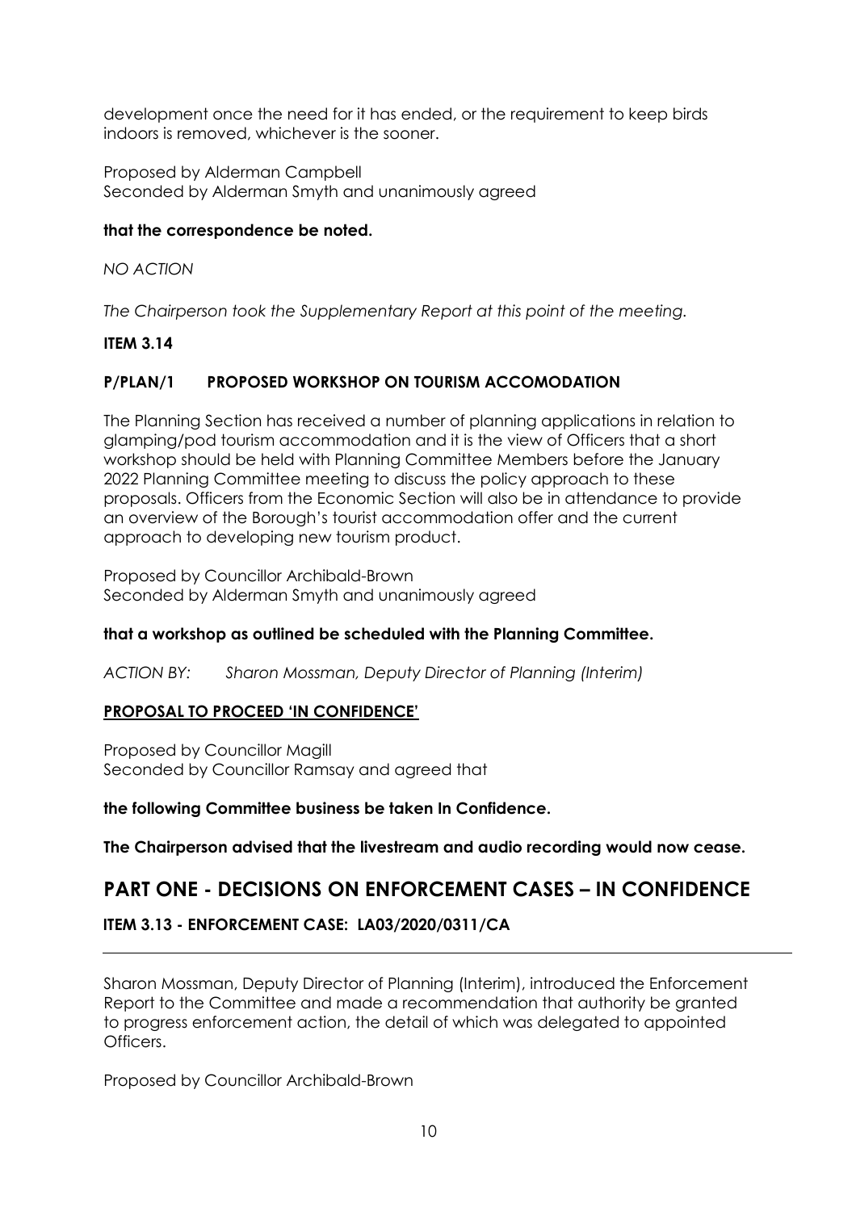development once the need for it has ended, or the requirement to keep birds indoors is removed, whichever is the sooner.

Proposed by Alderman Campbell
Seconded by Alderman Smyth and unanimously agreed

**that the correspondence be noted.**

*NO ACTION*

*The Chairperson took the Supplementary Report at this point of the meeting.*

**ITEM 3.14**

**P/PLAN/1 PROPOSED WORKSHOP ON TOURISM ACCOMODATION**

The Planning Section has received a number of planning applications in relation to glamping/pod tourism accommodation and it is the view of Officers that a short workshop should be held with Planning Committee Members before the January 2022 Planning Committee meeting to discuss the policy approach to these proposals. Officers from the Economic Section will also be in attendance to provide an overview of the Borough's tourist accommodation offer and the current approach to developing new tourism product.

Proposed by Councillor Archibald-Brown
Seconded by Alderman Smyth and unanimously agreed

**that a workshop as outlined be scheduled with the Planning Committee.**

*ACTION BY: Sharon Mossman, Deputy Director of Planning (Interim)*

**PROPOSAL TO PROCEED 'IN CONFIDENCE'**

Proposed by Councillor Magill
Seconded by Councillor Ramsay and agreed that

**the following Committee business be taken In Confidence.**

**The Chairperson advised that the livestream and audio recording would now cease.**

## PART ONE - DECISIONS ON ENFORCEMENT CASES – IN CONFIDENCE

**ITEM 3.13 - ENFORCEMENT CASE: LA03/2020/0311/CA**

---

Sharon Mossman, Deputy Director of Planning (Interim), introduced the Enforcement Report to the Committee and made a recommendation that authority be granted to progress enforcement action, the detail of which was delegated to appointed Officers.

Proposed by Councillor Archibald-Brown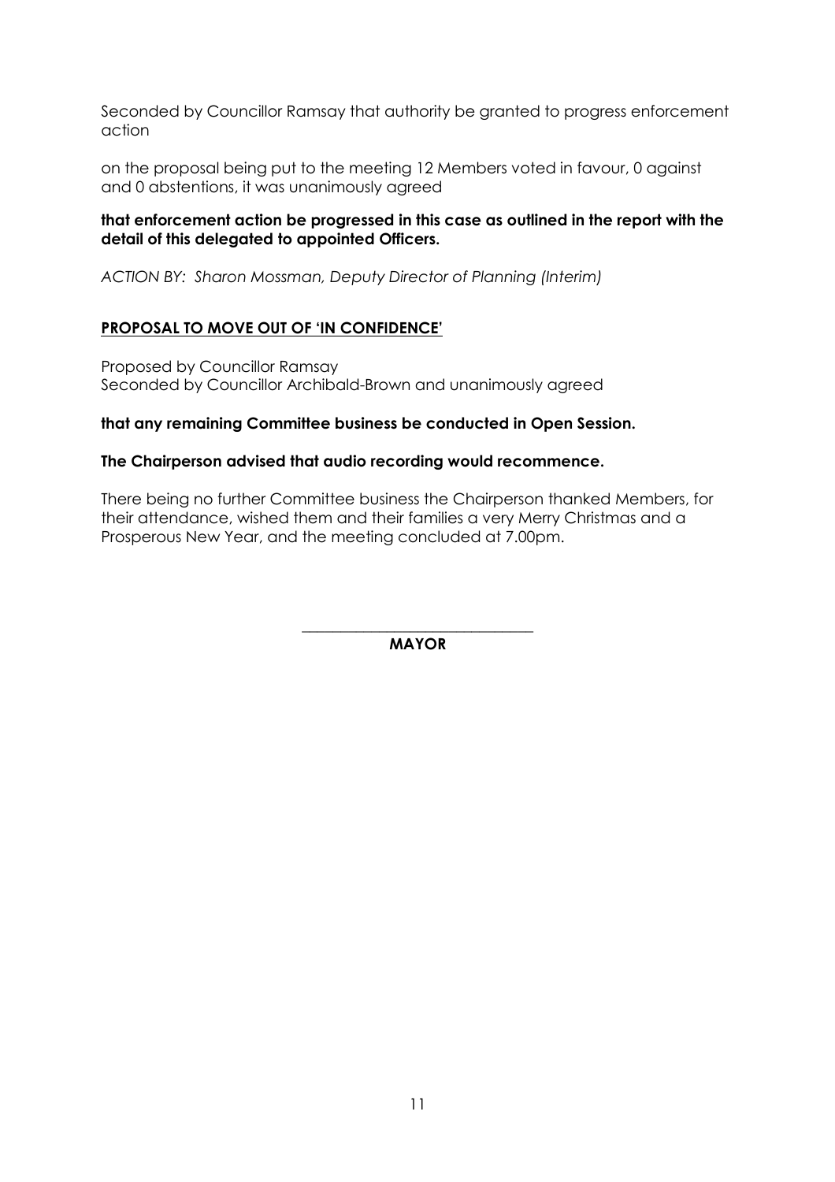Seconded by Councillor Ramsay that authority be granted to progress enforcement action

on the proposal being put to the meeting 12 Members voted in favour, 0 against and 0 abstentions, it was unanimously agreed

**that enforcement action be progressed in this case as outlined in the report with the detail of this delegated to appointed Officers.**

*ACTION BY: Sharon Mossman, Deputy Director of Planning (Interim)*

**PROPOSAL TO MOVE OUT OF 'IN CONFIDENCE'**

Proposed by Councillor Ramsay
Seconded by Councillor Archibald-Brown and unanimously agreed

**that any remaining Committee business be conducted in Open Session.**

**The Chairperson advised that audio recording would recommence.**

There being no further Committee business the Chairperson thanked Members, for their attendance, wished them and their families a very Merry Christmas and a Prosperous New Year, and the meeting concluded at 7.00pm.

_______________________________
**MAYOR**